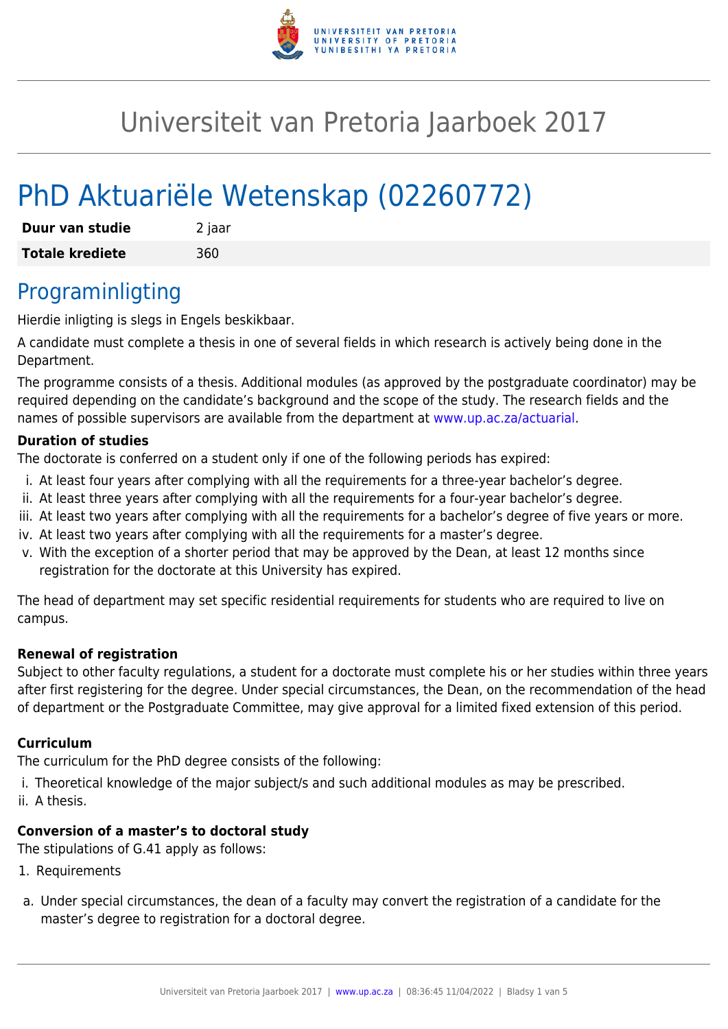# Universiteit van Pretoria Jaarboek 2017

# PhD Aktuariële Wetenskap (02260772)

| | |
|---|---|
| **Duur van studie** | 2 jaar |
| **Totale krediete** | 360 |

## Programinligting

Hierdie inligting is slegs in Engels beskikbaar.

A candidate must complete a thesis in one of several fields in which research is actively being done in the Department.

The programme consists of a thesis. Additional modules (as approved by the postgraduate coordinator) may be required depending on the candidate's background and the scope of the study. The research fields and the names of possible supervisors are available from the department at www.up.ac.za/actuarial.

**Duration of studies**

The doctorate is conferred on a student only if one of the following periods has expired:

i. At least four years after complying with all the requirements for a three-year bachelor's degree.
ii. At least three years after complying with all the requirements for a four-year bachelor's degree.
iii. At least two years after complying with all the requirements for a bachelor's degree of five years or more.
iv. At least two years after complying with all the requirements for a master's degree.
v. With the exception of a shorter period that may be approved by the Dean, at least 12 months since registration for the doctorate at this University has expired.

The head of department may set specific residential requirements for students who are required to live on campus.

**Renewal of registration**

Subject to other faculty regulations, a student for a doctorate must complete his or her studies within three years after first registering for the degree. Under special circumstances, the Dean, on the recommendation of the head of department or the Postgraduate Committee, may give approval for a limited fixed extension of this period.

**Curriculum**

The curriculum for the PhD degree consists of the following:

i. Theoretical knowledge of the major subject/s and such additional modules as may be prescribed.
ii. A thesis.

**Conversion of a master's to doctoral study**

The stipulations of G.41 apply as follows:

1. Requirements

a. Under special circumstances, the dean of a faculty may convert the registration of a candidate for the master's degree to registration for a doctoral degree.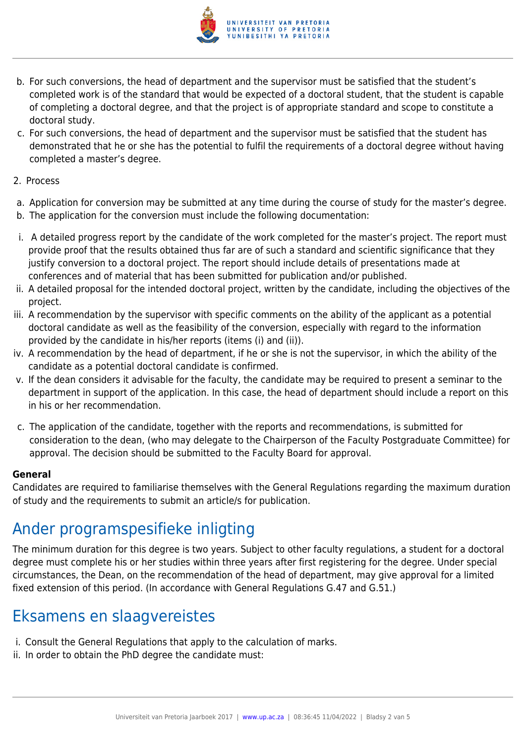b. For such conversions, the head of department and the supervisor must be satisfied that the student's completed work is of the standard that would be expected of a doctoral student, that the student is capable of completing a doctoral degree, and that the project is of appropriate standard and scope to constitute a doctoral study.
c. For such conversions, the head of department and the supervisor must be satisfied that the student has demonstrated that he or she has the potential to fulfil the requirements of a doctoral degree without having completed a master's degree.

2. Process

a. Application for conversion may be submitted at any time during the course of study for the master's degree.
b. The application for the conversion must include the following documentation:

i. A detailed progress report by the candidate of the work completed for the master's project. The report must provide proof that the results obtained thus far are of such a standard and scientific significance that they justify conversion to a doctoral project. The report should include details of presentations made at conferences and of material that has been submitted for publication and/or published.
ii. A detailed proposal for the intended doctoral project, written by the candidate, including the objectives of the project.
iii. A recommendation by the supervisor with specific comments on the ability of the applicant as a potential doctoral candidate as well as the feasibility of the conversion, especially with regard to the information provided by the candidate in his/her reports (items (i) and (ii)).
iv. A recommendation by the head of department, if he or she is not the supervisor, in which the ability of the candidate as a potential doctoral candidate is confirmed.
v. If the dean considers it advisable for the faculty, the candidate may be required to present a seminar to the department in support of the application. In this case, the head of department should include a report on this in his or her recommendation.

c. The application of the candidate, together with the reports and recommendations, is submitted for consideration to the dean, (who may delegate to the Chairperson of the Faculty Postgraduate Committee) for approval. The decision should be submitted to the Faculty Board for approval.

**General**
Candidates are required to familiarise themselves with the General Regulations regarding the maximum duration of study and the requirements to submit an article/s for publication.

# Ander programspesifieke inligting

The minimum duration for this degree is two years. Subject to other faculty regulations, a student for a doctoral degree must complete his or her studies within three years after first registering for the degree. Under special circumstances, the Dean, on the recommendation of the head of department, may give approval for a limited fixed extension of this period. (In accordance with General Regulations G.47 and G.51.)

# Eksamens en slaagvereistes

i. Consult the General Regulations that apply to the calculation of marks.
ii. In order to obtain the PhD degree the candidate must: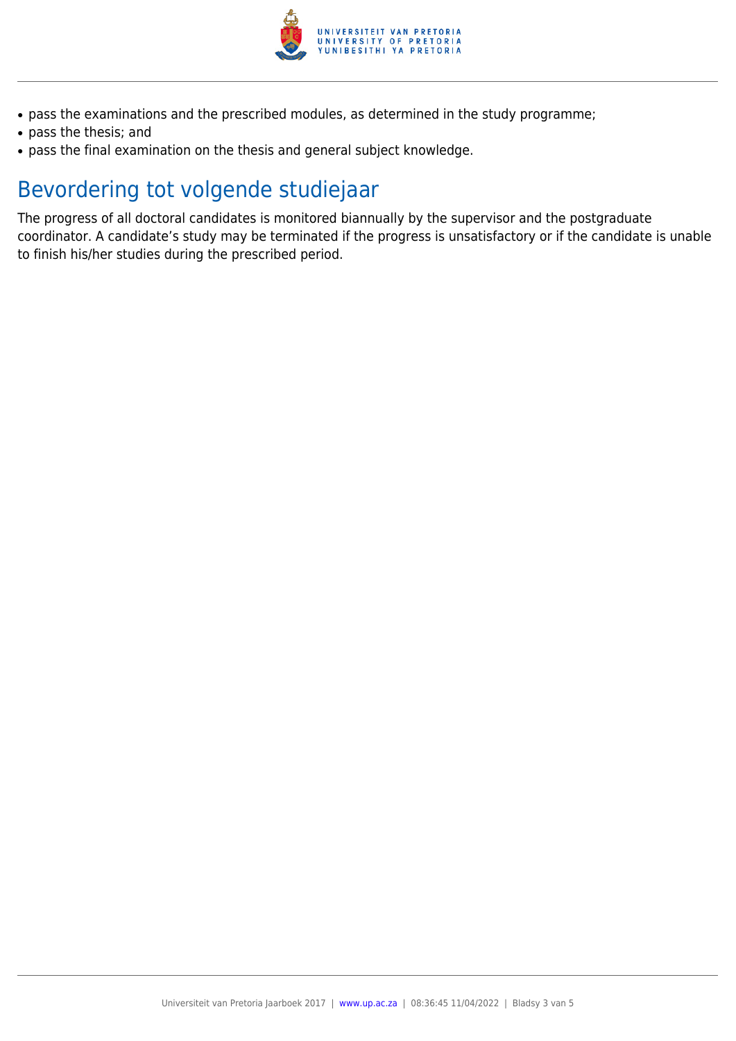- pass the examinations and the prescribed modules, as determined in the study programme;
- pass the thesis; and
- pass the final examination on the thesis and general subject knowledge.

## Bevordering tot volgende studiejaar

The progress of all doctoral candidates is monitored biannually by the supervisor and the postgraduate coordinator. A candidate’s study may be terminated if the progress is unsatisfactory or if the candidate is unable to finish his/her studies during the prescribed period.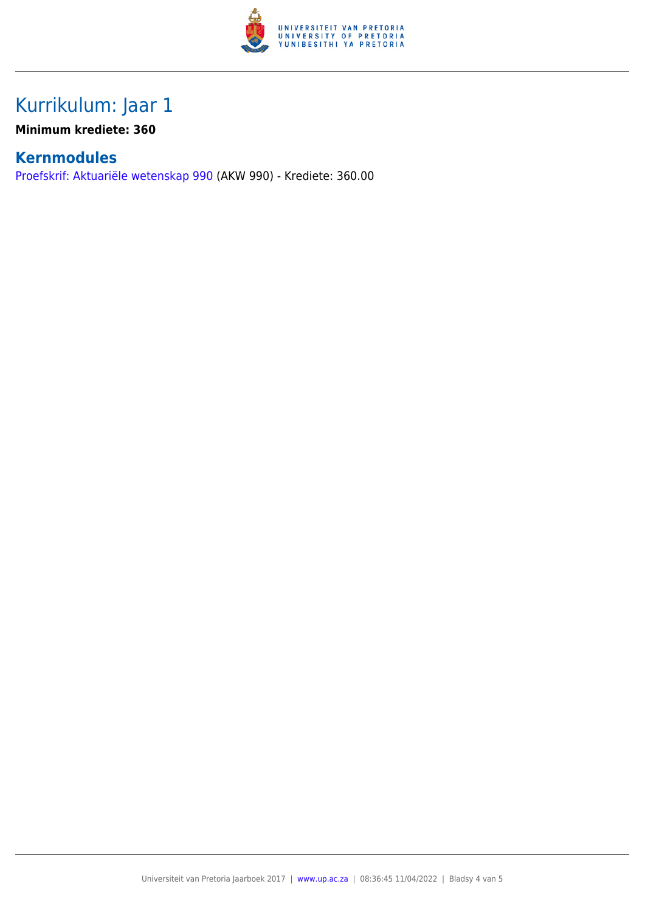# Kurrikulum: Jaar 1

**Minimum krediete: 360**

## Kernmodules

Proefskrif: Aktuariële wetenskap 990 (AKW 990) - Krediete: 360.00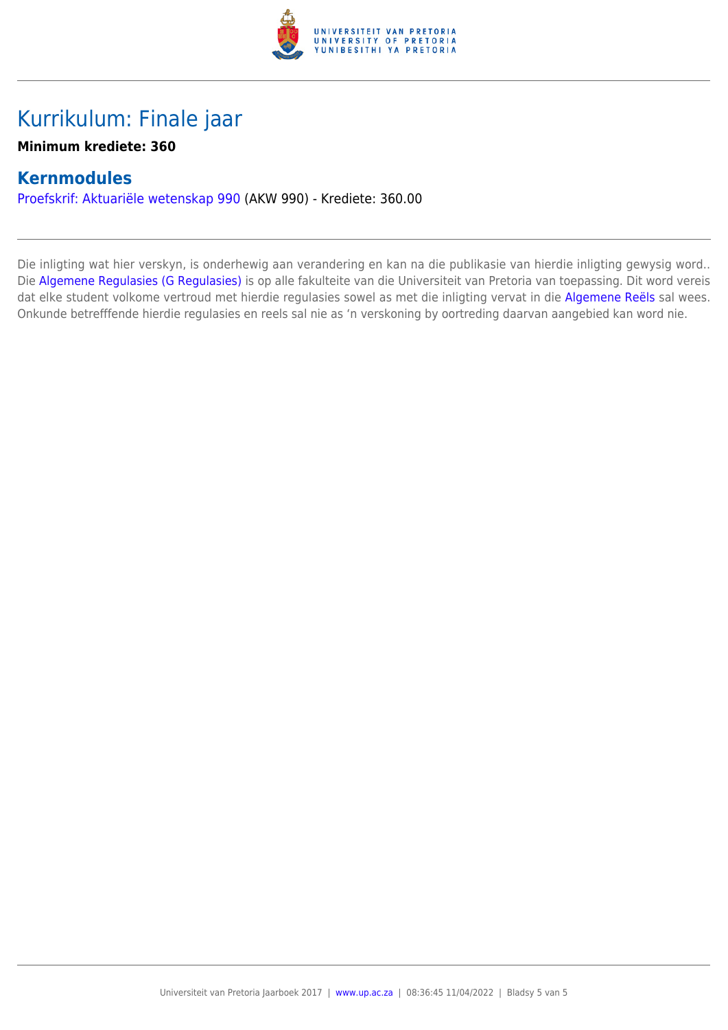## Kurrikulum: Finale jaar

**Minimum krediete: 360**

### Kernmodules

Proefskrif: Aktuariële wetenskap 990 (AKW 990) - Krediete: 360.00

---

Die inligting wat hier verskyn, is onderhewig aan verandering en kan na die publikasie van hierdie inligting gewysig word.. Die Algemene Regulasies (G Regulasies) is op alle fakulteite van die Universiteit van Pretoria van toepassing. Dit word vereis dat elke student volkome vertroud met hierdie regulasies sowel as met die inligting vervat in die Algemene Reëls sal wees. Onkunde betrefffende hierdie regulasies en reels sal nie as 'n verskoning by oortreding daarvan aangebied kan word nie.